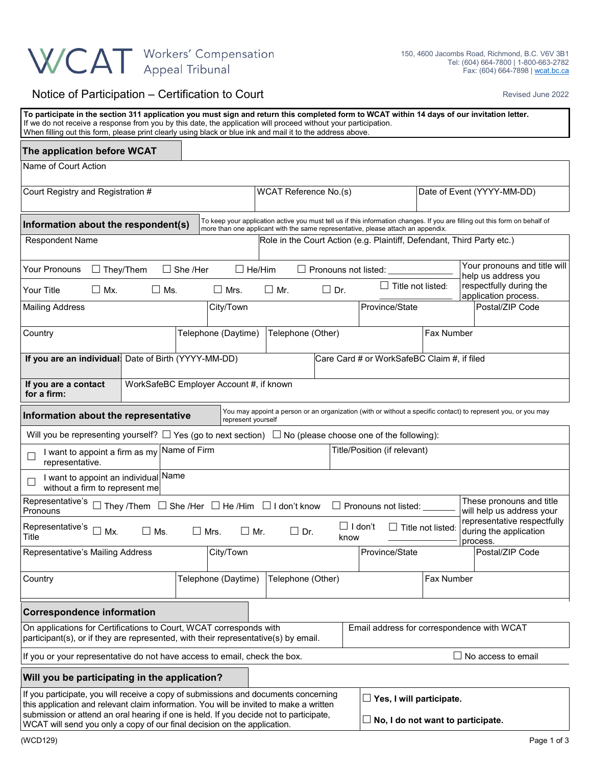# WCAT Workers' Compensation Appeal Tribunal

150, 4600 Jacombs Road, Richmond, B.C. V6V 3B1
Tel: (604) 664-7800 | 1-800-663-2782
Fax: (604) 664-7898 | wcat.bc.ca

## Notice of Participation – Certification to Court

Revised June 2022

**To participate in the section 311 application you must sign and return this completed form to WCAT within 14 days of our invitation letter.**
If we do not receive a response from you by this date, the application will proceed without your participation.
When filling out this form, please print clearly using black or blue ink and mail it to the address above.

### The application before WCAT

| Name of Court Action | | |
|---|---|---|
| Court Registry and Registration # | WCAT Reference No.(s) | Date of Event (YYYY-MM-DD) |

### Information about the respondent(s)

To keep your application active you must tell us if this information changes. If you are filling out this form on behalf of more than one applicant with the same representative, please attach an appendix.

| Respondent Name | Role in the Court Action (e.g. Plaintiff, Defendant, Third Party etc.) |
|---|---|

Your Pronouns ☐ They/Them ☐ She /Her ☐ He/Him ☐ Pronouns not listed: ____________

Your Title ☐ Mx. ☐ Ms. ☐ Mrs. ☐ Mr. ☐ Dr. ☐ Title not listed: ____________

Your pronouns and title will help us address you respectfully during the application process.

| Mailing Address | City/Town | Province/State | Postal/ZIP Code |
|---|---|---|---|

| Country | Telephone (Daytime) | Telephone (Other) | Fax Number |
|---|---|---|---|

| **If you are an individual:** | Date of Birth (YYYY-MM-DD) | Care Card # or WorkSafeBC Claim #, if filed |
|---|---|---|
| **If you are a contact for a firm:** | WorkSafeBC Employer Account #, if known | |

### Information about the representative

You may appoint a person or an organization (with or without a specific contact) to represent you, or you may represent yourself

Will you be representing yourself? ☐ Yes (go to next section) ☐ No (please choose one of the following):

| ☐ I want to appoint a firm as my representative. | Name of Firm | Title/Position (if relevant) |
|---|---|---|
| ☐ I want to appoint an individual without a firm to represent me | Name | |

Representative's Pronouns ☐ They /Them ☐ She /Her ☐ He /Him ☐ I don't know ☐ Pronouns not listed: ____________

Representative's Title ☐ Mx. ☐ Ms. ☐ Mrs. ☐ Mr. ☐ Dr. ☐ I don't know ☐ Title not listed: ____________

These pronouns and title will help us address your representative respectfully during the application process.

| Representative's Mailing Address | City/Town | Province/State | Postal/ZIP Code |
|---|---|---|---|

| Country | Telephone (Daytime) | Telephone (Other) | Fax Number |
|---|---|---|---|

### Correspondence information

| On applications for Certifications to Court, WCAT corresponds with participant(s), or if they are represented, with their representative(s) by email. | Email address for correspondence with WCAT |
|---|---|

If you or your representative do not have access to email, check the box. ☐ No access to email

### Will you be participating in the application?

If you participate, you will receive a copy of submissions and documents concerning this application and relevant claim information. You will be invited to make a written submission or attend an oral hearing if one is held. If you decide not to participate, WCAT will send you only a copy of our final decision on the application.

☐ **Yes, I will participate.**

☐ **No, I do not want to participate.**

(WCD129)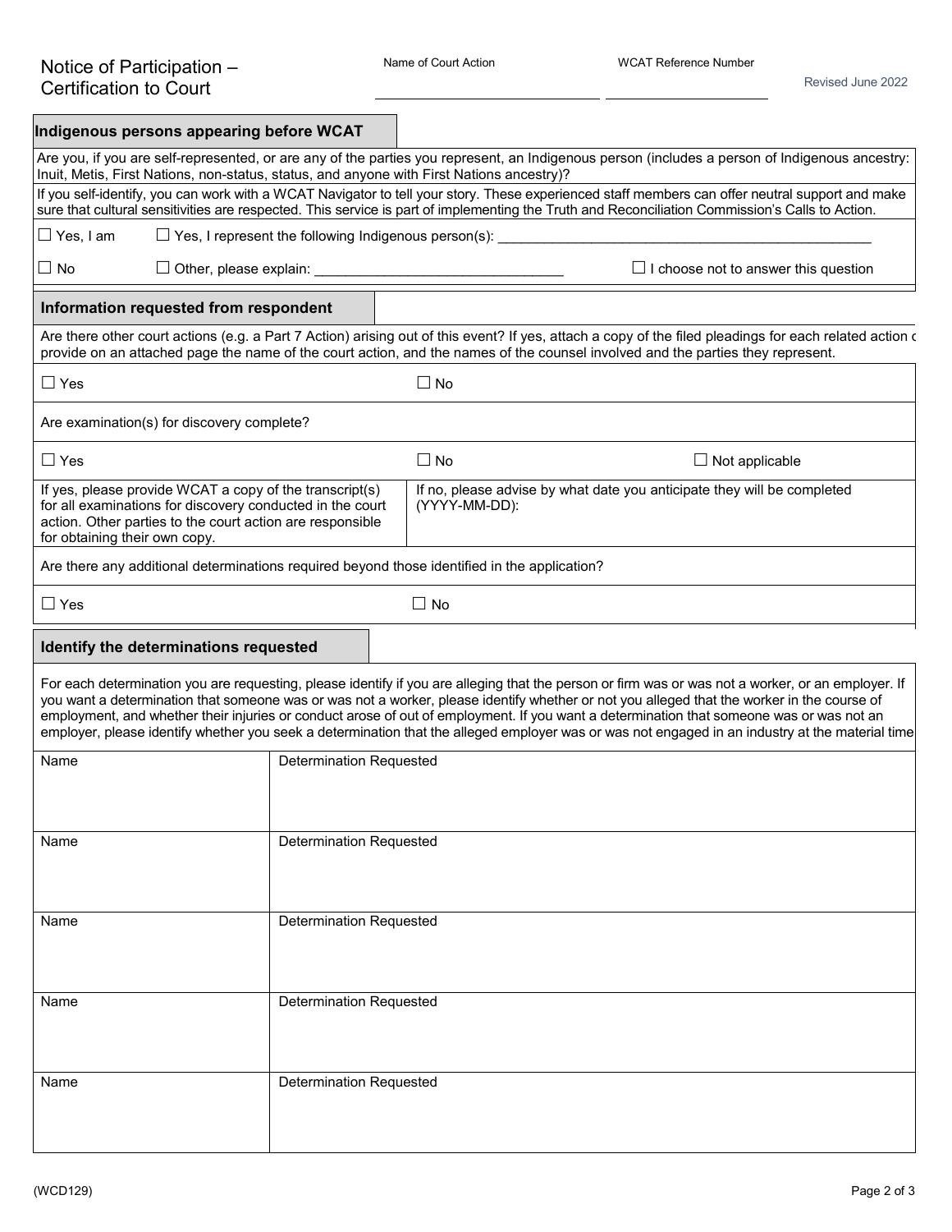Notice of Participation – Certification to Court

Name of Court Action ____________________ WCAT Reference Number ____________________

Revised June 2022

## Indigenous persons appearing before WCAT

Are you, if you are self-represented, or are any of the parties you represent, an Indigenous person (includes a person of Indigenous ancestry: Inuit, Metis, First Nations, non-status, status, and anyone with First Nations ancestry)?

If you self-identify, you can work with a WCAT Navigator to tell your story. These experienced staff members can offer neutral support and make sure that cultural sensitivities are respected. This service is part of implementing the Truth and Reconciliation Commission's Calls to Action.

☐ Yes, I am ☐ Yes, I represent the following Indigenous person(s): ____________________

☐ No ☐ Other, please explain: ____________________ ☐ I choose not to answer this question

## Information requested from respondent

Are there other court actions (e.g. a Part 7 Action) arising out of this event? If yes, attach a copy of the filed pleadings for each related action or provide on an attached page the name of the court action, and the names of the counsel involved and the parties they represent.

☐ Yes ☐ No

Are examination(s) for discovery complete?

☐ Yes ☐ No ☐ Not applicable

| If yes, please provide WCAT a copy of the transcript(s) for all examinations for discovery conducted in the court action. Other parties to the court action are responsible for obtaining their own copy. | If no, please advise by what date you anticipate they will be completed (YYYY-MM-DD): |
|---|---|

Are there any additional determinations required beyond those identified in the application?

☐ Yes ☐ No

## Identify the determinations requested

For each determination you are requesting, please identify if you are alleging that the person or firm was or was not a worker, or an employer. If you want a determination that someone was or was not a worker, please identify whether or not you alleged that the worker in the course of employment, and whether their injuries or conduct arose of out of employment. If you want a determination that someone was or was not an employer, please identify whether you seek a determination that the alleged employer was or was not engaged in an industry at the material time

| Name | Determination Requested |
|---|---|
| Name | Determination Requested |
| Name | Determination Requested |
| Name | Determination Requested |
| Name | Determination Requested |
| Name | Determination Requested |

(WCD129)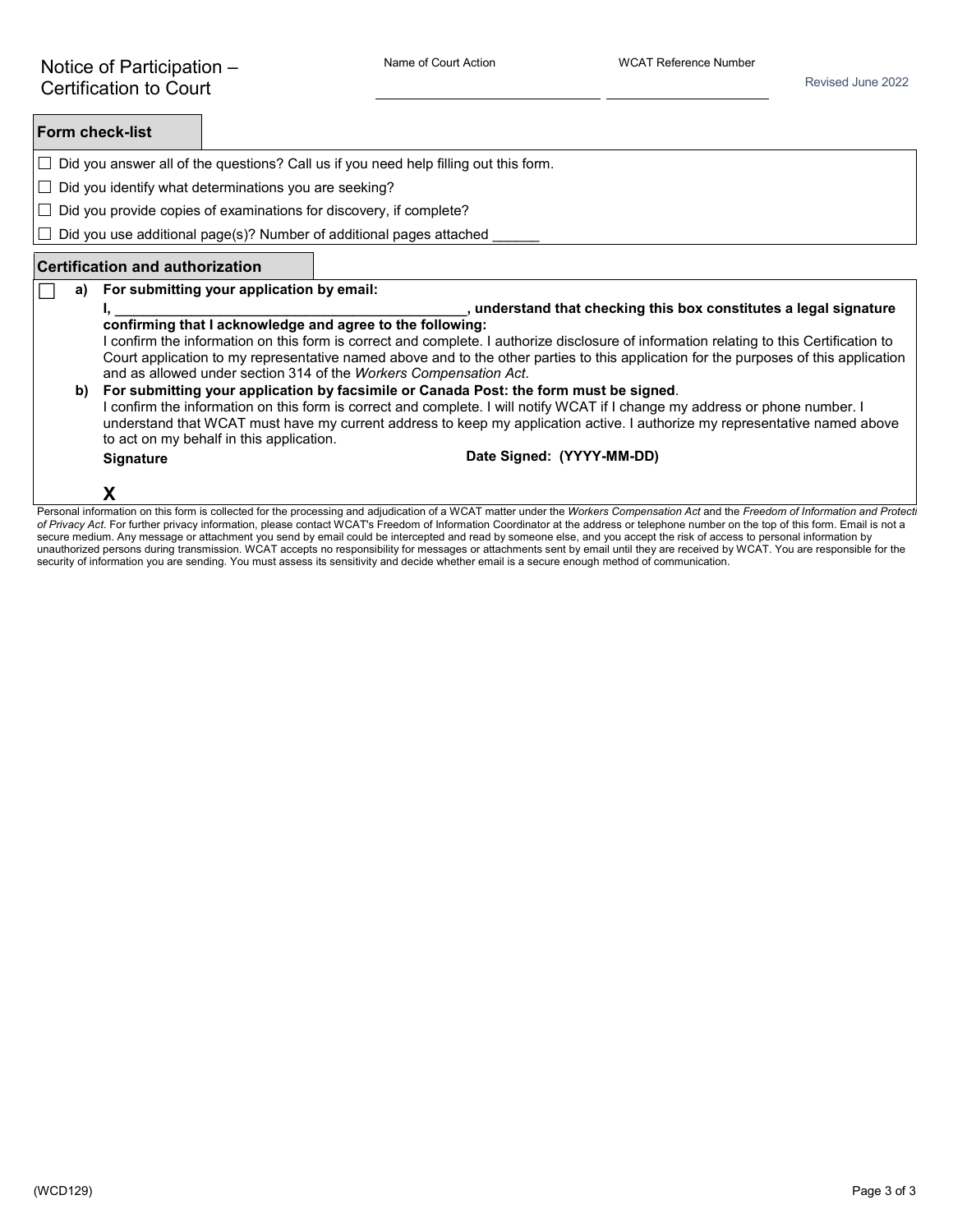Notice of Participation – Certification to Court

Name of Court Action ____________________

WCAT Reference Number ____________________

Revised June 2022

## Form check-list

- ☐ Did you answer all of the questions? Call us if you need help filling out this form.
- ☐ Did you identify what determinations you are seeking?
- ☐ Did you provide copies of examinations for discovery, if complete?
- ☐ Did you use additional page(s)? Number of additional pages attached ______

## Certification and authorization

☐ **a) For submitting your application by email:**

**I, ________________________________________________, understand that checking this box constitutes a legal signature confirming that I acknowledge and agree to the following:**

I confirm the information on this form is correct and complete. I authorize disclosure of information relating to this Certification to Court application to my representative named above and to the other parties to this application for the purposes of this application and as allowed under section 314 of the *Workers Compensation Act*.

**b) For submitting your application by facsimile or Canada Post: the form must be signed**.

I confirm the information on this form is correct and complete. I will notify WCAT if I change my address or phone number. I understand that WCAT must have my current address to keep my application active. I authorize my representative named above to act on my behalf in this application.

**Signature**

**X**

**Date Signed: (YYYY-MM-DD)**

Personal information on this form is collected for the processing and adjudication of a WCAT matter under the *Workers Compensation Act* and the *Freedom of Information and Protection of Privacy Act*. For further privacy information, please contact WCAT's Freedom of Information Coordinator at the address or telephone number on the top of this form. Email is not a secure medium. Any message or attachment you send by email could be intercepted and read by someone else, and you accept the risk of access to personal information by unauthorized persons during transmission. WCAT accepts no responsibility for messages or attachments sent by email until they are received by WCAT. You are responsible for the security of information you are sending. You must assess its sensitivity and decide whether email is a secure enough method of communication.

(WCD129)